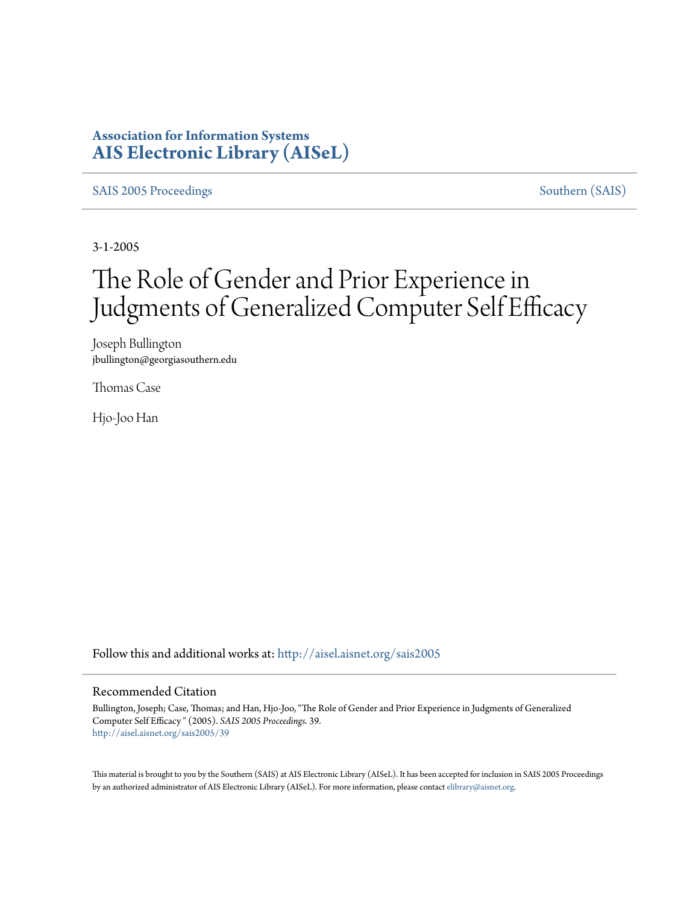**Association for Information Systems**
**AIS Electronic Library (AISeL)**

SAIS 2005 Proceedings | Southern (SAIS)

3-1-2005

# The Role of Gender and Prior Experience in Judgments of Generalized Computer Self Efficacy

Joseph Bullington
jbullington@georgiasouthern.edu

Thomas Case

Hjo-Joo Han

Follow this and additional works at: http://aisel.aisnet.org/sais2005

## Recommended Citation

Bullington, Joseph; Case, Thomas; and Han, Hjo-Joo, "The Role of Gender and Prior Experience in Judgments of Generalized Computer Self Efficacy " (2005). *SAIS 2005 Proceedings*. 39.
http://aisel.aisnet.org/sais2005/39

This material is brought to you by the Southern (SAIS) at AIS Electronic Library (AISeL). It has been accepted for inclusion in SAIS 2005 Proceedings by an authorized administrator of AIS Electronic Library (AISeL). For more information, please contact elibrary@aisnet.org.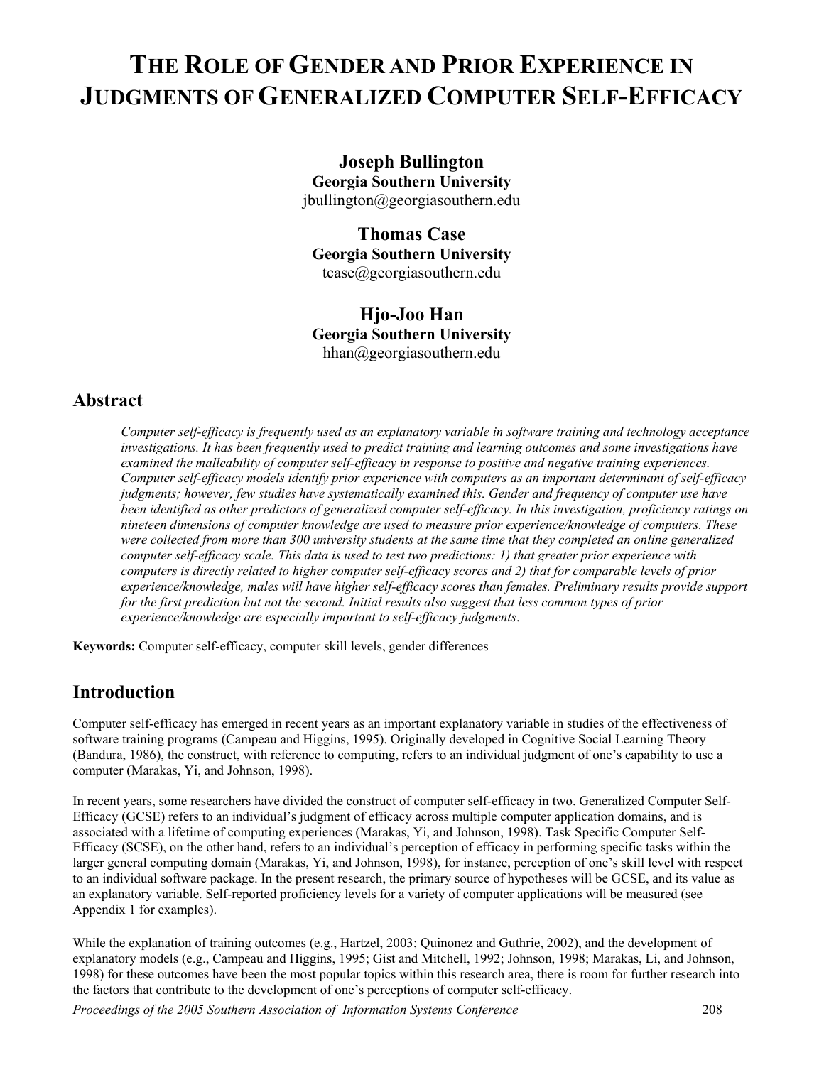# THE ROLE OF GENDER AND PRIOR EXPERIENCE IN JUDGMENTS OF GENERALIZED COMPUTER SELF-EFFICACY

**Joseph Bullington**
**Georgia Southern University**
jbullington@georgiasouthern.edu

**Thomas Case**
**Georgia Southern University**
tcase@georgiasouthern.edu

**Hjo-Joo Han**
**Georgia Southern University**
hhan@georgiasouthern.edu

## Abstract

*Computer self-efficacy is frequently used as an explanatory variable in software training and technology acceptance investigations. It has been frequently used to predict training and learning outcomes and some investigations have examined the malleability of computer self-efficacy in response to positive and negative training experiences. Computer self-efficacy models identify prior experience with computers as an important determinant of self-efficacy judgments; however, few studies have systematically examined this. Gender and frequency of computer use have been identified as other predictors of generalized computer self-efficacy. In this investigation, proficiency ratings on nineteen dimensions of computer knowledge are used to measure prior experience/knowledge of computers. These were collected from more than 300 university students at the same time that they completed an online generalized computer self-efficacy scale. This data is used to test two predictions: 1) that greater prior experience with computers is directly related to higher computer self-efficacy scores and 2) that for comparable levels of prior experience/knowledge, males will have higher self-efficacy scores than females. Preliminary results provide support for the first prediction but not the second. Initial results also suggest that less common types of prior experience/knowledge are especially important to self-efficacy judgments*.

**Keywords:** Computer self-efficacy, computer skill levels, gender differences

## Introduction

Computer self-efficacy has emerged in recent years as an important explanatory variable in studies of the effectiveness of software training programs (Campeau and Higgins, 1995). Originally developed in Cognitive Social Learning Theory (Bandura, 1986), the construct, with reference to computing, refers to an individual judgment of one's capability to use a computer (Marakas, Yi, and Johnson, 1998).

In recent years, some researchers have divided the construct of computer self-efficacy in two. Generalized Computer Self-Efficacy (GCSE) refers to an individual's judgment of efficacy across multiple computer application domains, and is associated with a lifetime of computing experiences (Marakas, Yi, and Johnson, 1998). Task Specific Computer Self-Efficacy (SCSE), on the other hand, refers to an individual's perception of efficacy in performing specific tasks within the larger general computing domain (Marakas, Yi, and Johnson, 1998), for instance, perception of one's skill level with respect to an individual software package. In the present research, the primary source of hypotheses will be GCSE, and its value as an explanatory variable. Self-reported proficiency levels for a variety of computer applications will be measured (see Appendix 1 for examples).

While the explanation of training outcomes (e.g., Hartzel, 2003; Quinonez and Guthrie, 2002), and the development of explanatory models (e.g., Campeau and Higgins, 1995; Gist and Mitchell, 1992; Johnson, 1998; Marakas, Li, and Johnson, 1998) for these outcomes have been the most popular topics within this research area, there is room for further research into the factors that contribute to the development of one's perceptions of computer self-efficacy.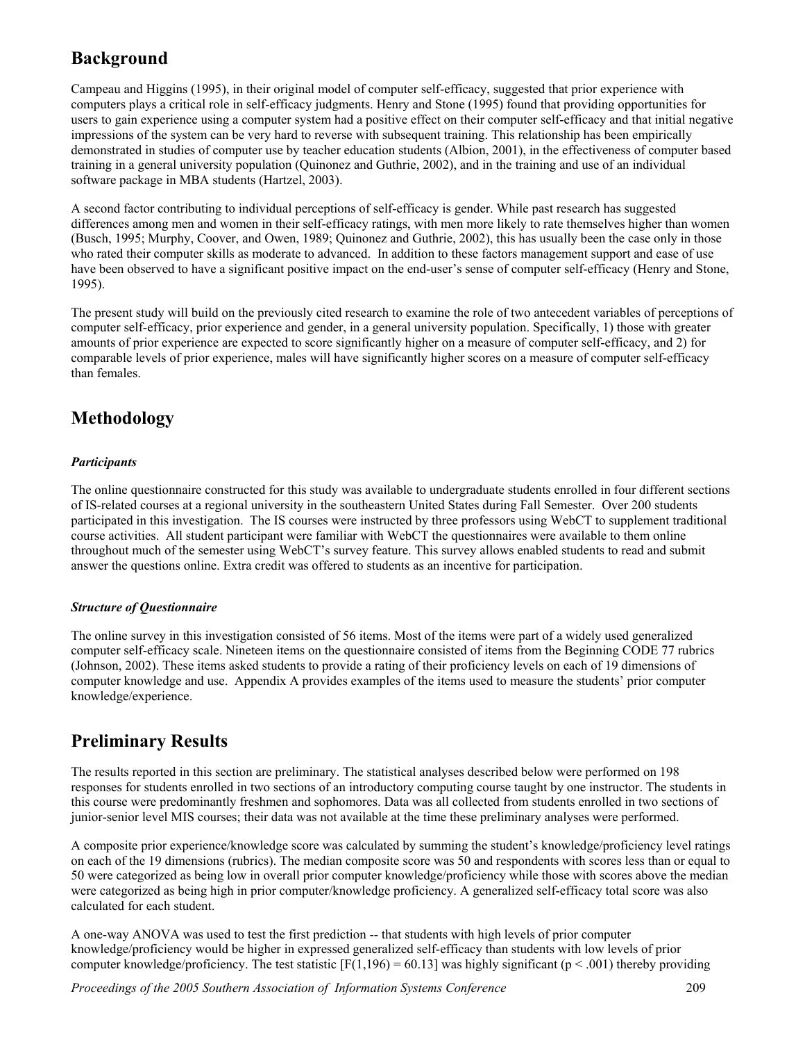## Background

Campeau and Higgins (1995), in their original model of computer self-efficacy, suggested that prior experience with computers plays a critical role in self-efficacy judgments. Henry and Stone (1995) found that providing opportunities for users to gain experience using a computer system had a positive effect on their computer self-efficacy and that initial negative impressions of the system can be very hard to reverse with subsequent training. This relationship has been empirically demonstrated in studies of computer use by teacher education students (Albion, 2001), in the effectiveness of computer based training in a general university population (Quinonez and Guthrie, 2002), and in the training and use of an individual software package in MBA students (Hartzel, 2003).

A second factor contributing to individual perceptions of self-efficacy is gender. While past research has suggested differences among men and women in their self-efficacy ratings, with men more likely to rate themselves higher than women (Busch, 1995; Murphy, Coover, and Owen, 1989; Quinonez and Guthrie, 2002), this has usually been the case only in those who rated their computer skills as moderate to advanced. In addition to these factors management support and ease of use have been observed to have a significant positive impact on the end-user's sense of computer self-efficacy (Henry and Stone, 1995).

The present study will build on the previously cited research to examine the role of two antecedent variables of perceptions of computer self-efficacy, prior experience and gender, in a general university population. Specifically, 1) those with greater amounts of prior experience are expected to score significantly higher on a measure of computer self-efficacy, and 2) for comparable levels of prior experience, males will have significantly higher scores on a measure of computer self-efficacy than females.

## Methodology

### *Participants*

The online questionnaire constructed for this study was available to undergraduate students enrolled in four different sections of IS-related courses at a regional university in the southeastern United States during Fall Semester. Over 200 students participated in this investigation. The IS courses were instructed by three professors using WebCT to supplement traditional course activities. All student participant were familiar with WebCT the questionnaires were available to them online throughout much of the semester using WebCT's survey feature. This survey allows enabled students to read and submit answer the questions online. Extra credit was offered to students as an incentive for participation.

### *Structure of Questionnaire*

The online survey in this investigation consisted of 56 items. Most of the items were part of a widely used generalized computer self-efficacy scale. Nineteen items on the questionnaire consisted of items from the Beginning CODE 77 rubrics (Johnson, 2002). These items asked students to provide a rating of their proficiency levels on each of 19 dimensions of computer knowledge and use. Appendix A provides examples of the items used to measure the students' prior computer knowledge/experience.

## Preliminary Results

The results reported in this section are preliminary. The statistical analyses described below were performed on 198 responses for students enrolled in two sections of an introductory computing course taught by one instructor. The students in this course were predominantly freshmen and sophomores. Data was all collected from students enrolled in two sections of junior-senior level MIS courses; their data was not available at the time these preliminary analyses were performed.

A composite prior experience/knowledge score was calculated by summing the student's knowledge/proficiency level ratings on each of the 19 dimensions (rubrics). The median composite score was 50 and respondents with scores less than or equal to 50 were categorized as being low in overall prior computer knowledge/proficiency while those with scores above the median were categorized as being high in prior computer/knowledge proficiency. A generalized self-efficacy total score was also calculated for each student.

A one-way ANOVA was used to test the first prediction -- that students with high levels of prior computer knowledge/proficiency would be higher in expressed generalized self-efficacy than students with low levels of prior computer knowledge/proficiency. The test statistic [$F(1,196) = 60.13$] was highly significant ($p < .001$) thereby providing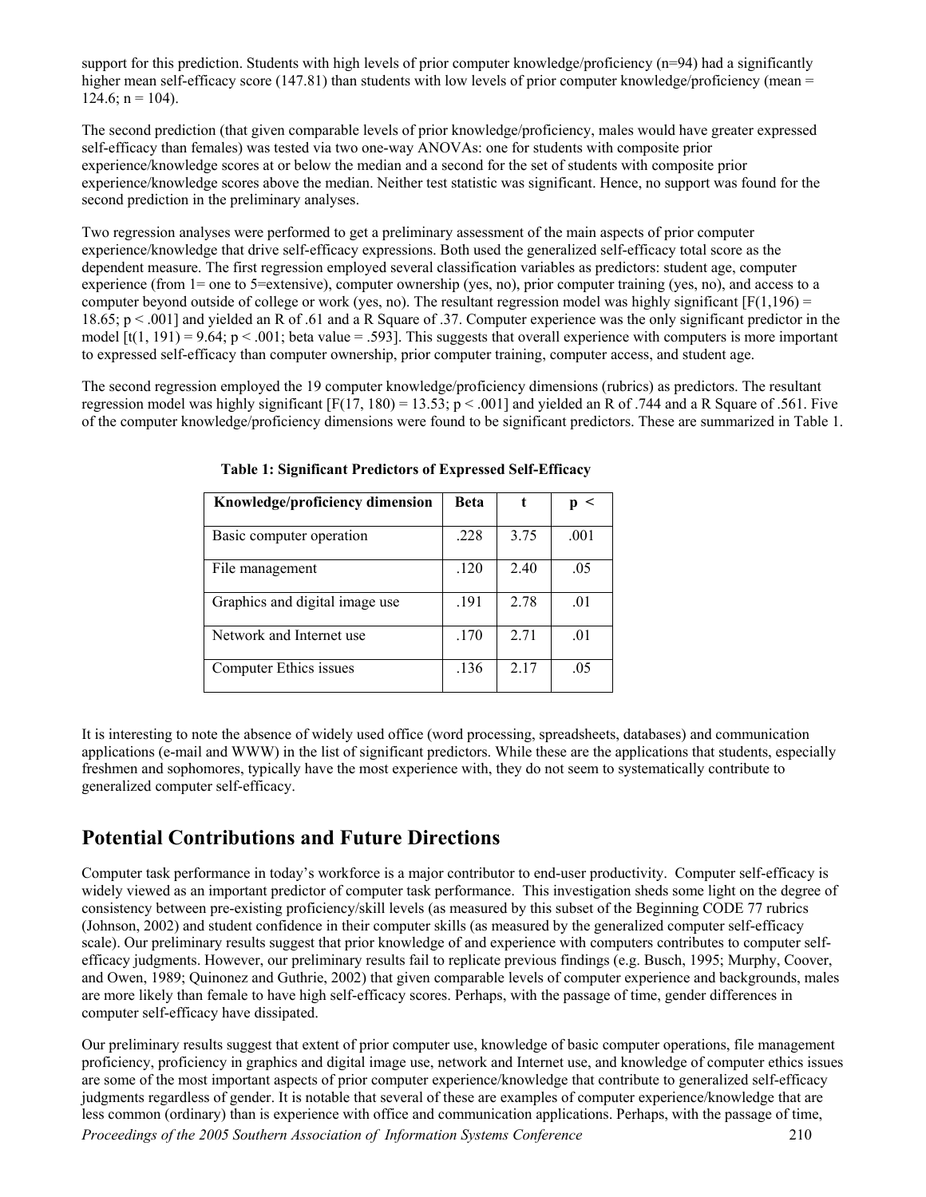support for this prediction. Students with high levels of prior computer knowledge/proficiency (n=94) had a significantly higher mean self-efficacy score (147.81) than students with low levels of prior computer knowledge/proficiency (mean = 124.6; n = 104).

The second prediction (that given comparable levels of prior knowledge/proficiency, males would have greater expressed self-efficacy than females) was tested via two one-way ANOVAs: one for students with composite prior experience/knowledge scores at or below the median and a second for the set of students with composite prior experience/knowledge scores above the median. Neither test statistic was significant. Hence, no support was found for the second prediction in the preliminary analyses.

Two regression analyses were performed to get a preliminary assessment of the main aspects of prior computer experience/knowledge that drive self-efficacy expressions. Both used the generalized self-efficacy total score as the dependent measure. The first regression employed several classification variables as predictors: student age, computer experience (from 1= one to 5=extensive), computer ownership (yes, no), prior computer training (yes, no), and access to a computer beyond outside of college or work (yes, no). The resultant regression model was highly significant [$F(1,196) = 18.65$; $p < .001$] and yielded an R of .61 and a R Square of .37. Computer experience was the only significant predictor in the model [$t(1, 191) = 9.64$; $p < .001$; beta value = .593]. This suggests that overall experience with computers is more important to expressed self-efficacy than computer ownership, prior computer training, computer access, and student age.

The second regression employed the 19 computer knowledge/proficiency dimensions (rubrics) as predictors. The resultant regression model was highly significant [$F(17, 180) = 13.53$; $p < .001$] and yielded an R of .744 and a R Square of .561. Five of the computer knowledge/proficiency dimensions were found to be significant predictors. These are summarized in Table 1.

**Table 1: Significant Predictors of Expressed Self-Efficacy**

| Knowledge/proficiency dimension | Beta | t | p < |
|---|---|---|---|
| Basic computer operation | .228 | 3.75 | .001 |
| File management | .120 | 2.40 | .05 |
| Graphics and digital image use | .191 | 2.78 | .01 |
| Network and Internet use | .170 | 2.71 | .01 |
| Computer Ethics issues | .136 | 2.17 | .05 |

It is interesting to note the absence of widely used office (word processing, spreadsheets, databases) and communication applications (e-mail and WWW) in the list of significant predictors. While these are the applications that students, especially freshmen and sophomores, typically have the most experience with, they do not seem to systematically contribute to generalized computer self-efficacy.

## Potential Contributions and Future Directions

Computer task performance in today's workforce is a major contributor to end-user productivity. Computer self-efficacy is widely viewed as an important predictor of computer task performance. This investigation sheds some light on the degree of consistency between pre-existing proficiency/skill levels (as measured by this subset of the Beginning CODE 77 rubrics (Johnson, 2002) and student confidence in their computer skills (as measured by the generalized computer self-efficacy scale). Our preliminary results suggest that prior knowledge of and experience with computers contributes to computer self-efficacy judgments. However, our preliminary results fail to replicate previous findings (e.g. Busch, 1995; Murphy, Coover, and Owen, 1989; Quinonez and Guthrie, 2002) that given comparable levels of computer experience and backgrounds, males are more likely than female to have high self-efficacy scores. Perhaps, with the passage of time, gender differences in computer self-efficacy have dissipated.

Our preliminary results suggest that extent of prior computer use, knowledge of basic computer operations, file management proficiency, proficiency in graphics and digital image use, network and Internet use, and knowledge of computer ethics issues are some of the most important aspects of prior computer experience/knowledge that contribute to generalized self-efficacy judgments regardless of gender. It is notable that several of these are examples of computer experience/knowledge that are less common (ordinary) than is experience with office and communication applications. Perhaps, with the passage of time,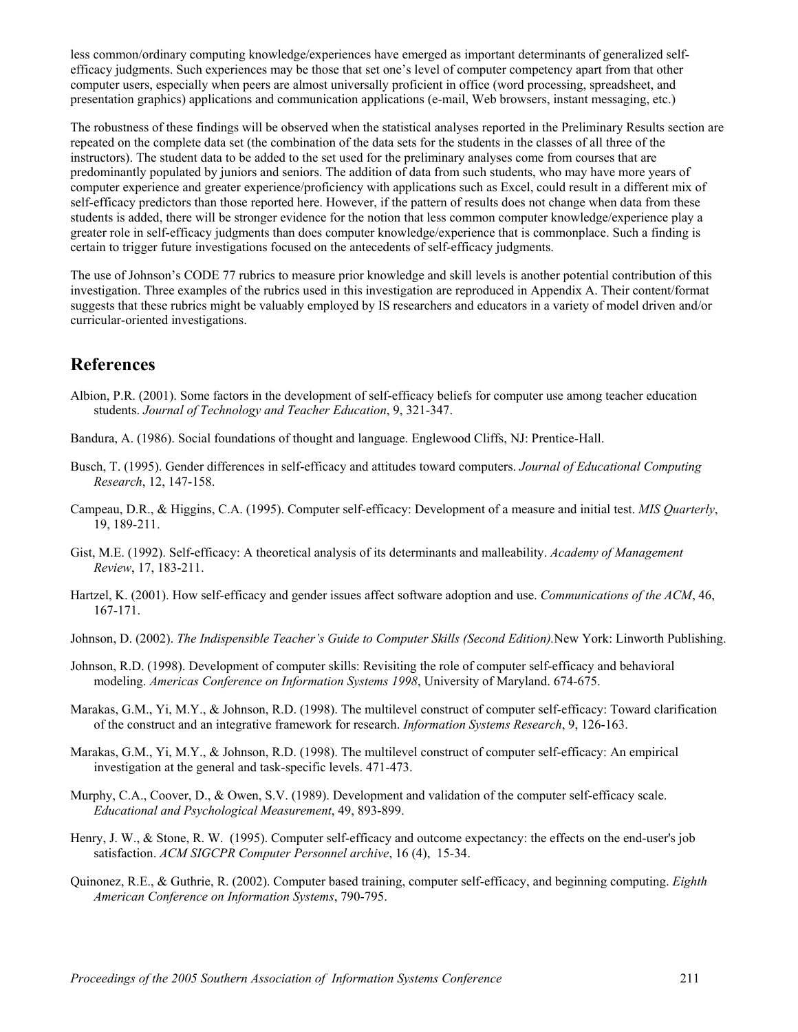less common/ordinary computing knowledge/experiences have emerged as important determinants of generalized self-efficacy judgments. Such experiences may be those that set one's level of computer competency apart from that other computer users, especially when peers are almost universally proficient in office (word processing, spreadsheet, and presentation graphics) applications and communication applications (e-mail, Web browsers, instant messaging, etc.)

The robustness of these findings will be observed when the statistical analyses reported in the Preliminary Results section are repeated on the complete data set (the combination of the data sets for the students in the classes of all three of the instructors). The student data to be added to the set used for the preliminary analyses come from courses that are predominantly populated by juniors and seniors. The addition of data from such students, who may have more years of computer experience and greater experience/proficiency with applications such as Excel, could result in a different mix of self-efficacy predictors than those reported here. However, if the pattern of results does not change when data from these students is added, there will be stronger evidence for the notion that less common computer knowledge/experience play a greater role in self-efficacy judgments than does computer knowledge/experience that is commonplace. Such a finding is certain to trigger future investigations focused on the antecedents of self-efficacy judgments.

The use of Johnson's CODE 77 rubrics to measure prior knowledge and skill levels is another potential contribution of this investigation. Three examples of the rubrics used in this investigation are reproduced in Appendix A. Their content/format suggests that these rubrics might be valuably employed by IS researchers and educators in a variety of model driven and/or curricular-oriented investigations.

## References

Albion, P.R. (2001). Some factors in the development of self-efficacy beliefs for computer use among teacher education students. *Journal of Technology and Teacher Education*, 9, 321-347.

Bandura, A. (1986). Social foundations of thought and language. Englewood Cliffs, NJ: Prentice-Hall.

Busch, T. (1995). Gender differences in self-efficacy and attitudes toward computers. *Journal of Educational Computing Research*, 12, 147-158.

Campeau, D.R., & Higgins, C.A. (1995). Computer self-efficacy: Development of a measure and initial test. *MIS Quarterly*, 19, 189-211.

Gist, M.E. (1992). Self-efficacy: A theoretical analysis of its determinants and malleability. *Academy of Management Review*, 17, 183-211.

Hartzel, K. (2001). How self-efficacy and gender issues affect software adoption and use. *Communications of the ACM*, 46, 167-171.

Johnson, D. (2002). *The Indispensible Teacher's Guide to Computer Skills (Second Edition).*New York: Linworth Publishing.

Johnson, R.D. (1998). Development of computer skills: Revisiting the role of computer self-efficacy and behavioral modeling. *Americas Conference on Information Systems 1998*, University of Maryland. 674-675.

Marakas, G.M., Yi, M.Y., & Johnson, R.D. (1998). The multilevel construct of computer self-efficacy: Toward clarification of the construct and an integrative framework for research. *Information Systems Research*, 9, 126-163.

Marakas, G.M., Yi, M.Y., & Johnson, R.D. (1998). The multilevel construct of computer self-efficacy: An empirical investigation at the general and task-specific levels. 471-473.

Murphy, C.A., Coover, D., & Owen, S.V. (1989). Development and validation of the computer self-efficacy scale. *Educational and Psychological Measurement*, 49, 893-899.

Henry, J. W., & Stone, R. W. (1995). Computer self-efficacy and outcome expectancy: the effects on the end-user's job satisfaction. *ACM SIGCPR Computer Personnel archive*, 16 (4), 15-34.

Quinonez, R.E., & Guthrie, R. (2002). Computer based training, computer self-efficacy, and beginning computing. *Eighth American Conference on Information Systems*, 790-795.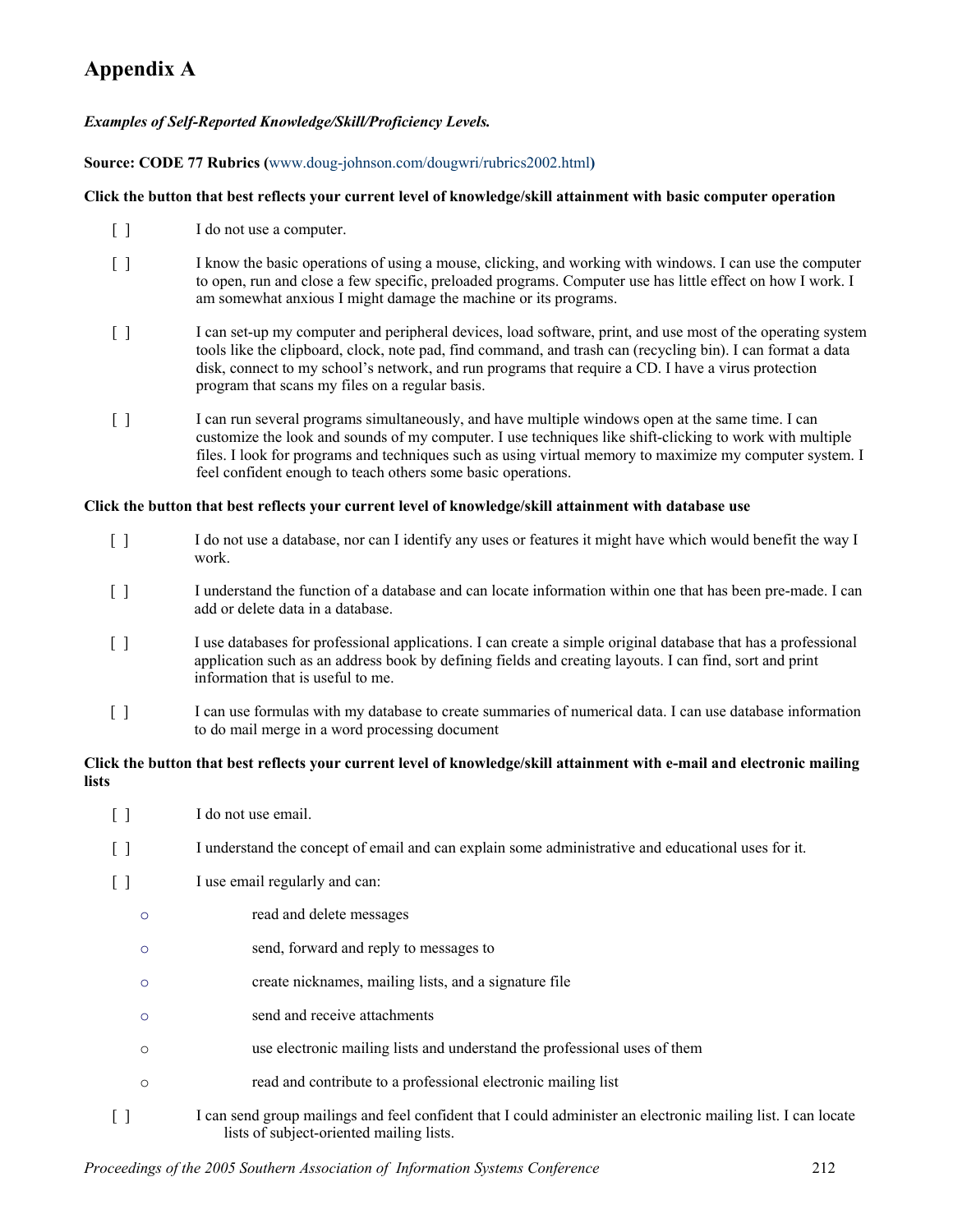# Appendix A

***Examples of Self-Reported Knowledge/Skill/Proficiency Levels.***

**Source: CODE 77 Rubrics (**www.doug-johnson.com/dougwri/rubrics2002.html**)**

**Click the button that best reflects your current level of knowledge/skill attainment with basic computer operation**

[ ] I do not use a computer.

[ ] I know the basic operations of using a mouse, clicking, and working with windows. I can use the computer to open, run and close a few specific, preloaded programs. Computer use has little effect on how I work. I am somewhat anxious I might damage the machine or its programs.

[ ] I can set-up my computer and peripheral devices, load software, print, and use most of the operating system tools like the clipboard, clock, note pad, find command, and trash can (recycling bin). I can format a data disk, connect to my school's network, and run programs that require a CD. I have a virus protection program that scans my files on a regular basis.

[ ] I can run several programs simultaneously, and have multiple windows open at the same time. I can customize the look and sounds of my computer. I use techniques like shift-clicking to work with multiple files. I look for programs and techniques such as using virtual memory to maximize my computer system. I feel confident enough to teach others some basic operations.

**Click the button that best reflects your current level of knowledge/skill attainment with database use**

[ ] I do not use a database, nor can I identify any uses or features it might have which would benefit the way I work.

[ ] I understand the function of a database and can locate information within one that has been pre-made. I can add or delete data in a database.

[ ] I use databases for professional applications. I can create a simple original database that has a professional application such as an address book by defining fields and creating layouts. I can find, sort and print information that is useful to me.

[ ] I can use formulas with my database to create summaries of numerical data. I can use database information to do mail merge in a word processing document

**Click the button that best reflects your current level of knowledge/skill attainment with e-mail and electronic mailing lists**

[ ] I do not use email.

[ ] I understand the concept of email and can explain some administrative and educational uses for it.

[ ] I use email regularly and can:

- read and delete messages
- send, forward and reply to messages to
- create nicknames, mailing lists, and a signature file
- send and receive attachments
- use electronic mailing lists and understand the professional uses of them
- read and contribute to a professional electronic mailing list

[ ] I can send group mailings and feel confident that I could administer an electronic mailing list. I can locate lists of subject-oriented mailing lists.